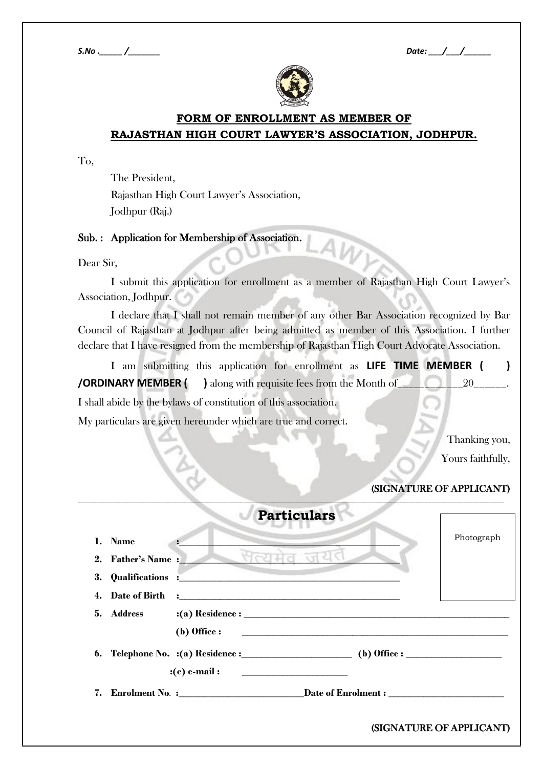*S.No .\_\_\_\_\_ /\_\_\_\_\_\_\_*  *Date: \_\_\_/\_\_\_/\_\_\_\_\_\_*

## FORM OF ENROLLMENT AS MEMBER OF RAJASTHAN HIGH COURT LAWYER'S ASSOCIATION, JODHPUR.

To,

The President,
Rajasthan High Court Lawyer's Association,
Jodhpur (Raj.)

Sub. : Application for Membership of Association.

Dear Sir,

I submit this application for enrollment as a member of Rajasthan High Court Lawyer's Association, Jodhpur.

I declare that I shall not remain member of any other Bar Association recognized by Bar Council of Rajasthan at Jodhpur after being admitted as member of this Association. I further declare that I have resigned from the membership of Rajasthan High Court Advocate Association.

I am submitting this application for enrollment as **LIFE TIME MEMBER (   ) /ORDINARY MEMBER (   )** along with requisite fees from the Month of\_\_\_\_\_\_\_\_\_\_\_\_20\_\_\_\_\_\_.

I shall abide by the bylaws of constitution of this association.

My particulars are given hereunder which are true and correct.

Thanking you,
Yours faithfully,

(SIGNATURE OF APPLICANT)

## Particulars

Photograph

1. **Name** :\_\_\_\_\_\_\_\_\_\_\_\_\_\_\_\_\_\_\_\_\_\_\_\_\_\_\_\_\_\_\_\_\_\_\_\_\_\_\_\_\_\_\_\_
2. **Father's Name** :\_\_\_\_\_\_\_\_\_\_\_\_\_\_\_\_\_\_\_\_\_\_\_\_\_\_\_\_\_\_\_\_\_\_\_\_\_\_\_\_\_\_\_\_
3. **Qualifications** :\_\_\_\_\_\_\_\_\_\_\_\_\_\_\_\_\_\_\_\_\_\_\_\_\_\_\_\_\_\_\_\_\_\_\_\_\_\_\_\_\_\_\_\_
4. **Date of Birth** :\_\_\_\_\_\_\_\_\_\_\_\_\_\_\_\_\_\_\_\_\_\_\_\_\_\_\_\_\_\_\_\_\_\_\_\_\_\_\_\_\_\_\_\_
5. **Address** :**(a) Residence :** \_\_\_\_\_\_\_\_\_\_\_\_\_\_\_\_\_\_\_\_\_\_\_\_\_\_\_\_\_\_\_\_\_\_\_\_\_\_\_\_\_\_\_\_
   **(b) Office :** \_\_\_\_\_\_\_\_\_\_\_\_\_\_\_\_\_\_\_\_\_\_\_\_\_\_\_\_\_\_\_\_\_\_\_\_\_\_\_\_\_\_\_\_
6. **Telephone No.** :**(a) Residence :**\_\_\_\_\_\_\_\_\_\_\_\_\_\_\_\_\_\_\_\_\_\_ **(b) Office :** \_\_\_\_\_\_\_\_\_\_\_\_\_\_\_\_\_\_\_\_
   **:(c) e-mail :** \_\_\_\_\_\_\_\_\_\_\_\_\_\_\_\_\_\_\_\_\_\_
7. **Enrolment No. :**\_\_\_\_\_\_\_\_\_\_\_\_\_\_\_\_\_\_\_\_\_\_\_\_\_\_**Date of Enrolment :** \_\_\_\_\_\_\_\_\_\_\_\_\_\_\_\_\_\_\_\_\_\_\_\_

(SIGNATURE OF APPLICANT)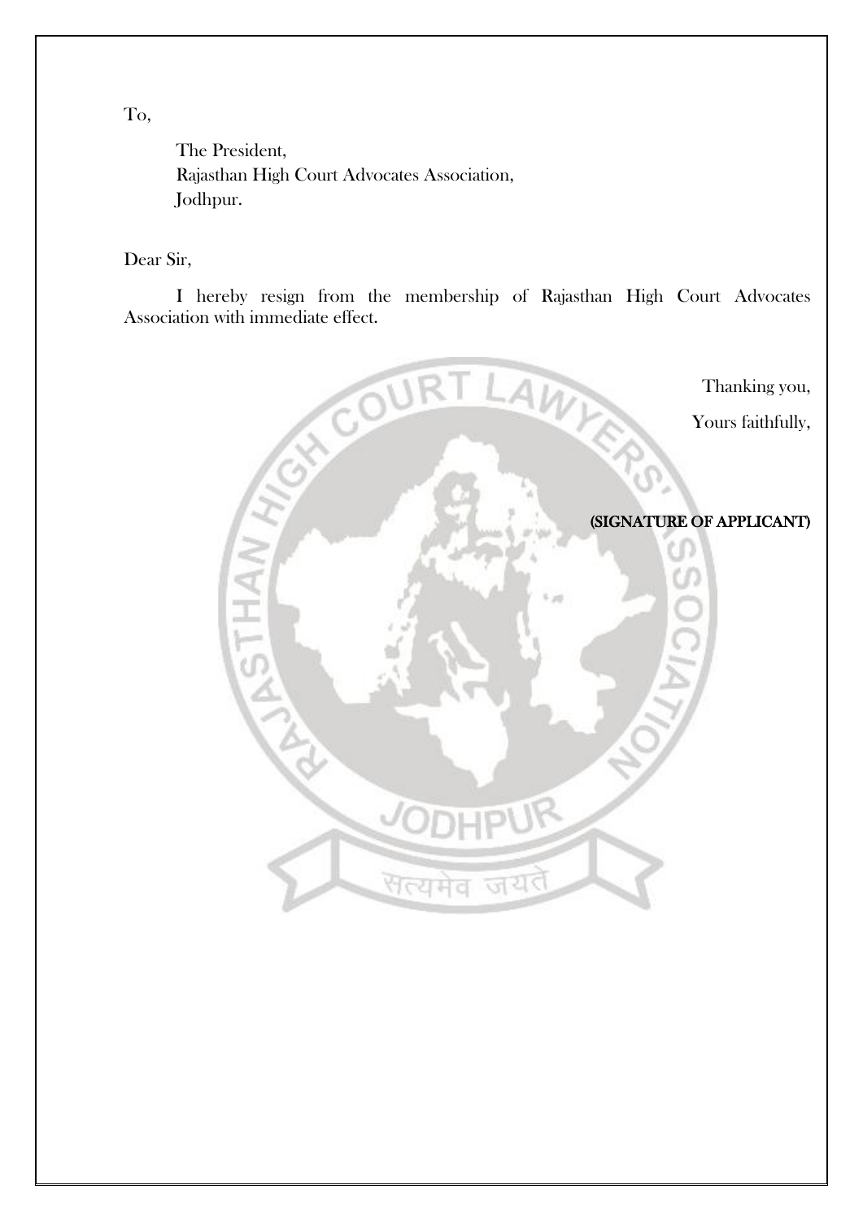To,

The President,
Rajasthan High Court Advocates Association,
Jodhpur.

Dear Sir,

I hereby resign from the membership of Rajasthan High Court Advocates Association with immediate effect.

Thanking you,

Yours faithfully,

**(SIGNATURE OF APPLICANT)**